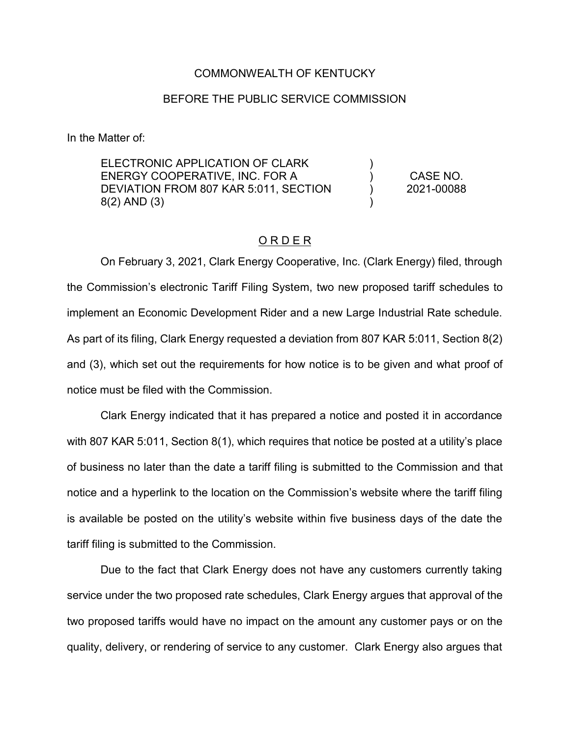COMMONWEALTH OF KENTUCKY

BEFORE THE PUBLIC SERVICE COMMISSION

In the Matter of:

| | | |
|---|---|---|
| ELECTRONIC APPLICATION OF CLARK ENERGY COOPERATIVE, INC. FOR A DEVIATION FROM 807 KAR 5:011, SECTION 8(2) AND (3) | ) ) ) ) | CASE NO. 2021-00088 |

<u>O R D E R</u>

On February 3, 2021, Clark Energy Cooperative, Inc. (Clark Energy) filed, through the Commission's electronic Tariff Filing System, two new proposed tariff schedules to implement an Economic Development Rider and a new Large Industrial Rate schedule. As part of its filing, Clark Energy requested a deviation from 807 KAR 5:011, Section 8(2) and (3), which set out the requirements for how notice is to be given and what proof of notice must be filed with the Commission.

Clark Energy indicated that it has prepared a notice and posted it in accordance with 807 KAR 5:011, Section 8(1), which requires that notice be posted at a utility's place of business no later than the date a tariff filing is submitted to the Commission and that notice and a hyperlink to the location on the Commission's website where the tariff filing is available be posted on the utility's website within five business days of the date the tariff filing is submitted to the Commission.

Due to the fact that Clark Energy does not have any customers currently taking service under the two proposed rate schedules, Clark Energy argues that approval of the two proposed tariffs would have no impact on the amount any customer pays or on the quality, delivery, or rendering of service to any customer. Clark Energy also argues that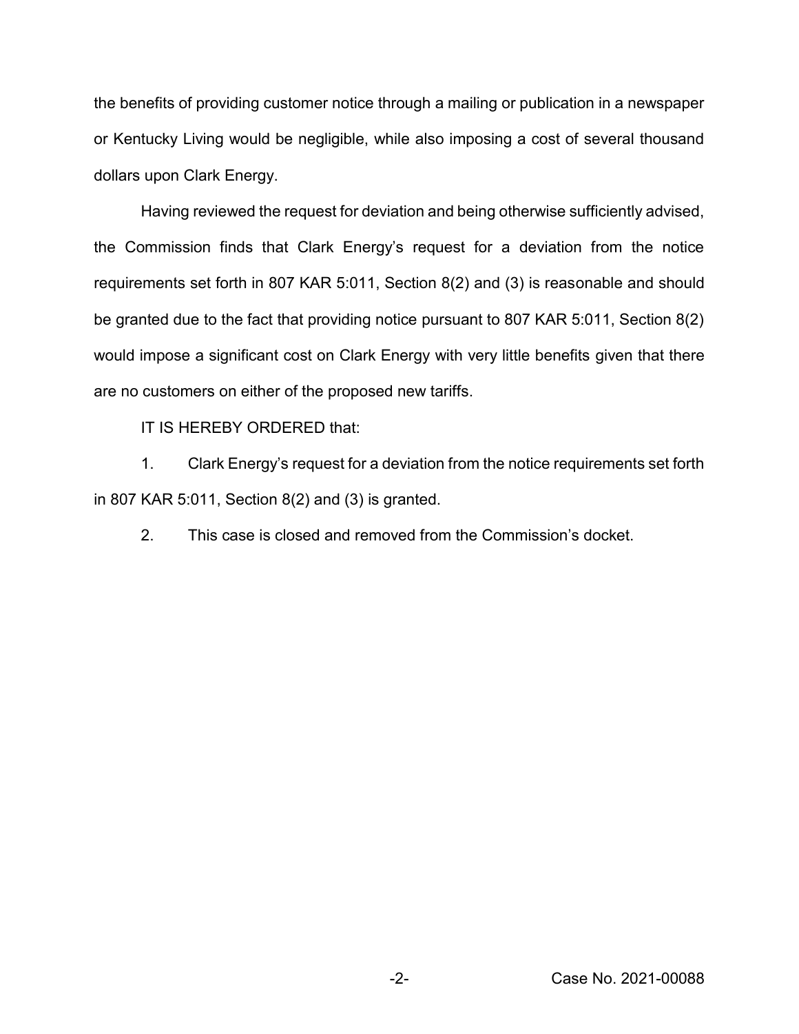the benefits of providing customer notice through a mailing or publication in a newspaper or Kentucky Living would be negligible, while also imposing a cost of several thousand dollars upon Clark Energy.

Having reviewed the request for deviation and being otherwise sufficiently advised, the Commission finds that Clark Energy's request for a deviation from the notice requirements set forth in 807 KAR 5:011, Section 8(2) and (3) is reasonable and should be granted due to the fact that providing notice pursuant to 807 KAR 5:011, Section 8(2) would impose a significant cost on Clark Energy with very little benefits given that there are no customers on either of the proposed new tariffs.

IT IS HEREBY ORDERED that:

1. Clark Energy's request for a deviation from the notice requirements set forth in 807 KAR 5:011, Section 8(2) and (3) is granted.

2. This case is closed and removed from the Commission's docket.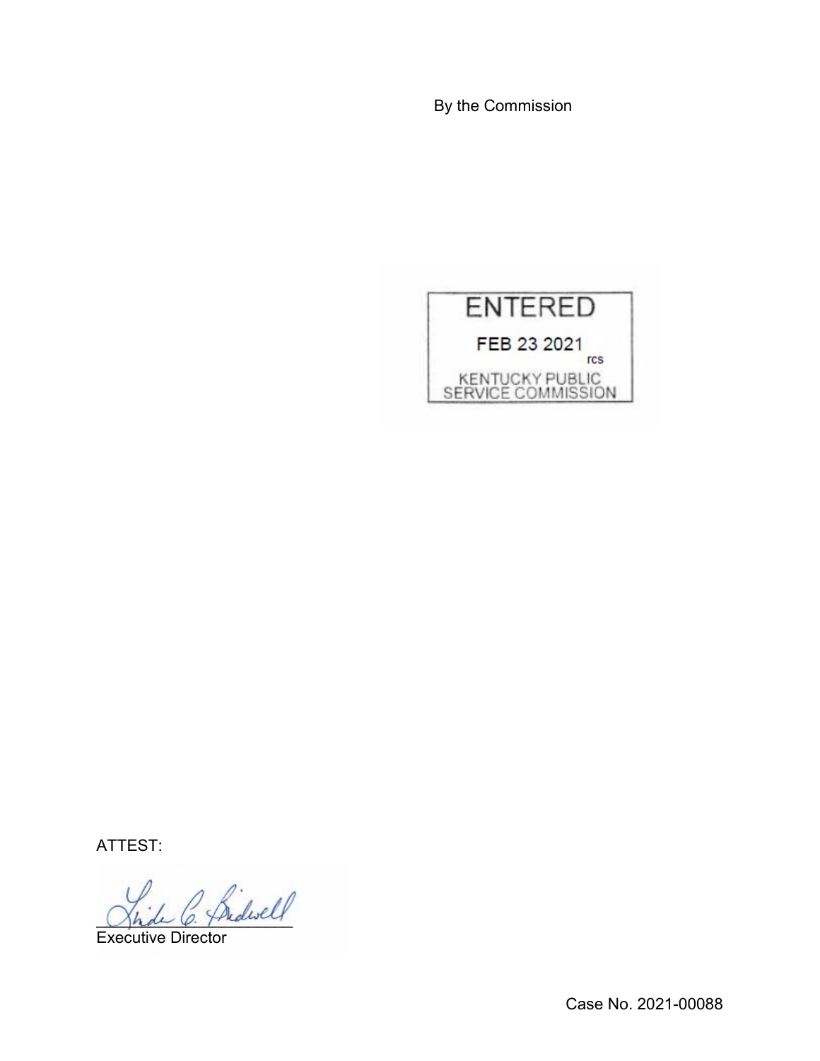By the Commission

ENTERED

FEB 23 2021

rcs

KENTUCKY PUBLIC SERVICE COMMISSION

ATTEST:

Executive Director

Case No. 2021-00088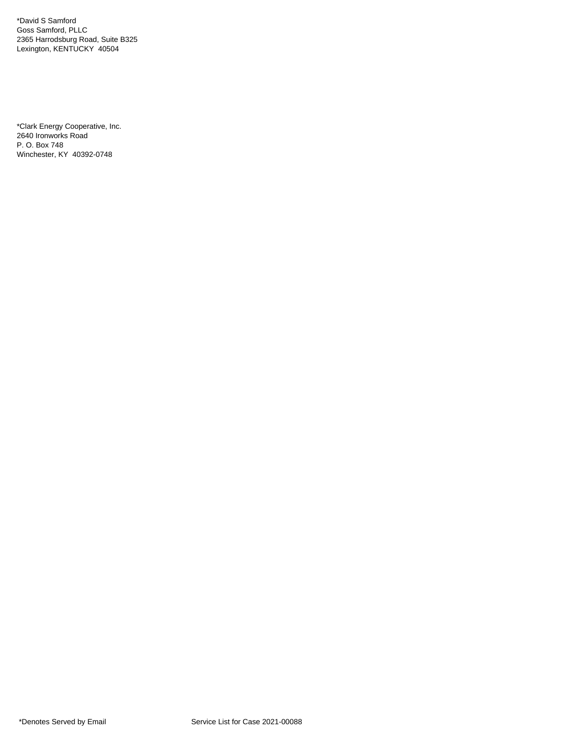*David S Samford
Goss Samford, PLLC
2365 Harrodsburg Road, Suite B325
Lexington, KENTUCKY  40504

*Clark Energy Cooperative, Inc.
2640 Ironworks Road
P. O. Box 748
Winchester, KY  40392-0748

*Denotes Served by Email

Service List for Case 2021-00088